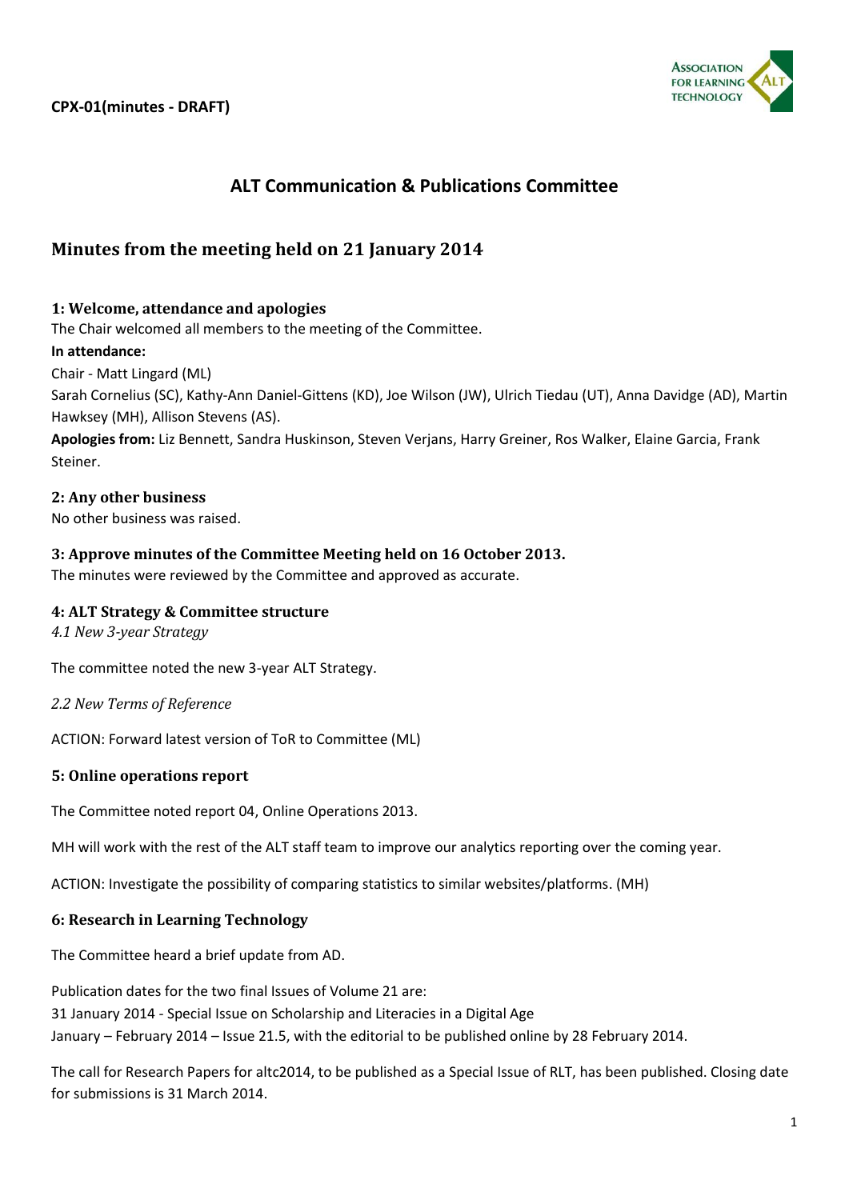**CPX-01(minutes - DRAFT)**

## ALT Communication & Publications Committee

## Minutes from the meeting held on 21 January 2014

### 1: Welcome, attendance and apologies

The Chair welcomed all members to the meeting of the Committee.

**In attendance:**

Chair - Matt Lingard (ML)

Sarah Cornelius (SC), Kathy-Ann Daniel-Gittens (KD), Joe Wilson (JW), Ulrich Tiedau (UT), Anna Davidge (AD), Martin Hawksey (MH), Allison Stevens (AS).

**Apologies from:** Liz Bennett, Sandra Huskinson, Steven Verjans, Harry Greiner, Ros Walker, Elaine Garcia, Frank Steiner.

### 2: Any other business

No other business was raised.

### 3: Approve minutes of the Committee Meeting held on 16 October 2013.

The minutes were reviewed by the Committee and approved as accurate.

### 4: ALT Strategy & Committee structure

*4.1 New 3-year Strategy*

The committee noted the new 3-year ALT Strategy.

*2.2 New Terms of Reference*

ACTION: Forward latest version of ToR to Committee (ML)

### 5: Online operations report

The Committee noted report 04, Online Operations 2013.

MH will work with the rest of the ALT staff team to improve our analytics reporting over the coming year.

ACTION: Investigate the possibility of comparing statistics to similar websites/platforms. (MH)

### 6: Research in Learning Technology

The Committee heard a brief update from AD.

Publication dates for the two final Issues of Volume 21 are:
31 January 2014 - Special Issue on Scholarship and Literacies in a Digital Age
January – February 2014 – Issue 21.5, with the editorial to be published online by 28 February 2014.

The call for Research Papers for altc2014, to be published as a Special Issue of RLT, has been published. Closing date for submissions is 31 March 2014.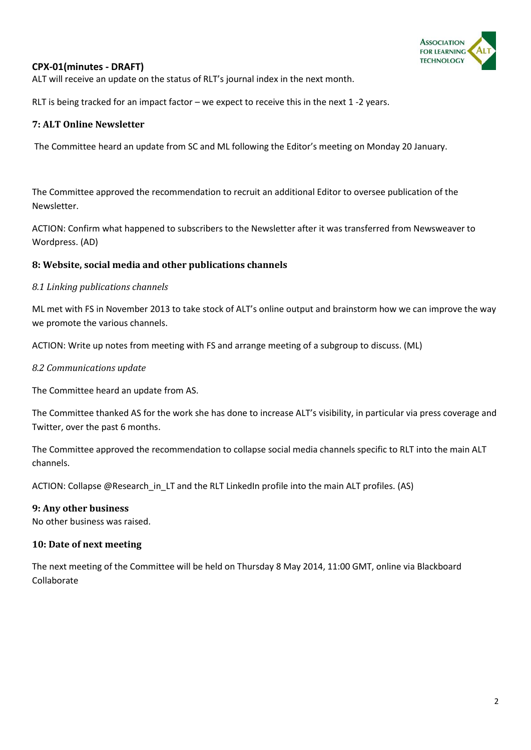**CPX-01(minutes - DRAFT)**

ALT will receive an update on the status of RLT's journal index in the next month.

RLT is being tracked for an impact factor – we expect to receive this in the next 1 -2 years.

### 7: ALT Online Newsletter

The Committee heard an update from SC and ML following the Editor's meeting on Monday 20 January.

The Committee approved the recommendation to recruit an additional Editor to oversee publication of the Newsletter.

ACTION: Confirm what happened to subscribers to the Newsletter after it was transferred from Newsweaver to Wordpress. (AD)

### 8: Website, social media and other publications channels

*8.1 Linking publications channels*

ML met with FS in November 2013 to take stock of ALT's online output and brainstorm how we can improve the way we promote the various channels.

ACTION: Write up notes from meeting with FS and arrange meeting of a subgroup to discuss. (ML)

*8.2 Communications update*

The Committee heard an update from AS.

The Committee thanked AS for the work she has done to increase ALT's visibility, in particular via press coverage and Twitter, over the past 6 months.

The Committee approved the recommendation to collapse social media channels specific to RLT into the main ALT channels.

ACTION: Collapse @Research_in_LT and the RLT LinkedIn profile into the main ALT profiles. (AS)

### 9: Any other business

No other business was raised.

### 10: Date of next meeting

The next meeting of the Committee will be held on Thursday 8 May 2014, 11:00 GMT, online via Blackboard Collaborate